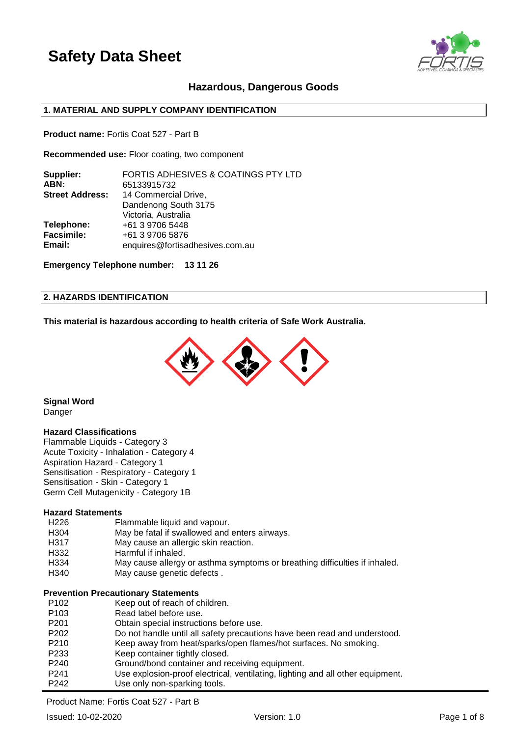# Safety Data Sheet

## Hazardous, Dangerous Goods

### 1. MATERIAL AND SUPPLY COMPANY IDENTIFICATION

**Product name:** Fortis Coat 527 - Part B

**Recommended use:** Floor coating, two component

| | |
|---|---|
| **Supplier:** | FORTIS ADHESIVES & COATINGS PTY LTD |
| **ABN:** | 65133915732 |
| **Street Address:** | 14 Commercial Drive, Dandenong South 3175 Victoria, Australia |
| **Telephone:** | +61 3 9706 5448 |
| **Facsimile:** | +61 3 9706 5876 |
| **Email:** | enquires@fortisadhesives.com.au |

**Emergency Telephone number: 13 11 26**

### 2. HAZARDS IDENTIFICATION

**This material is hazardous according to health criteria of Safe Work Australia.**

**Signal Word**
Danger

**Hazard Classifications**
Flammable Liquids - Category 3
Acute Toxicity - Inhalation - Category 4
Aspiration Hazard - Category 1
Sensitisation - Respiratory - Category 1
Sensitisation - Skin - Category 1
Germ Cell Mutagenicity - Category 1B

**Hazard Statements**

| | |
|---|---|
| H226 | Flammable liquid and vapour. |
| H304 | May be fatal if swallowed and enters airways. |
| H317 | May cause an allergic skin reaction. |
| H332 | Harmful if inhaled. |
| H334 | May cause allergy or asthma symptoms or breathing difficulties if inhaled. |
| H340 | May cause genetic defects . |

**Prevention Precautionary Statements**

| | |
|---|---|
| P102 | Keep out of reach of children. |
| P103 | Read label before use. |
| P201 | Obtain special instructions before use. |
| P202 | Do not handle until all safety precautions have been read and understood. |
| P210 | Keep away from heat/sparks/open flames/hot surfaces. No smoking. |
| P233 | Keep container tightly closed. |
| P240 | Ground/bond container and receiving equipment. |
| P241 | Use explosion-proof electrical, ventilating, lighting and all other equipment. |
| P242 | Use only non-sparking tools. |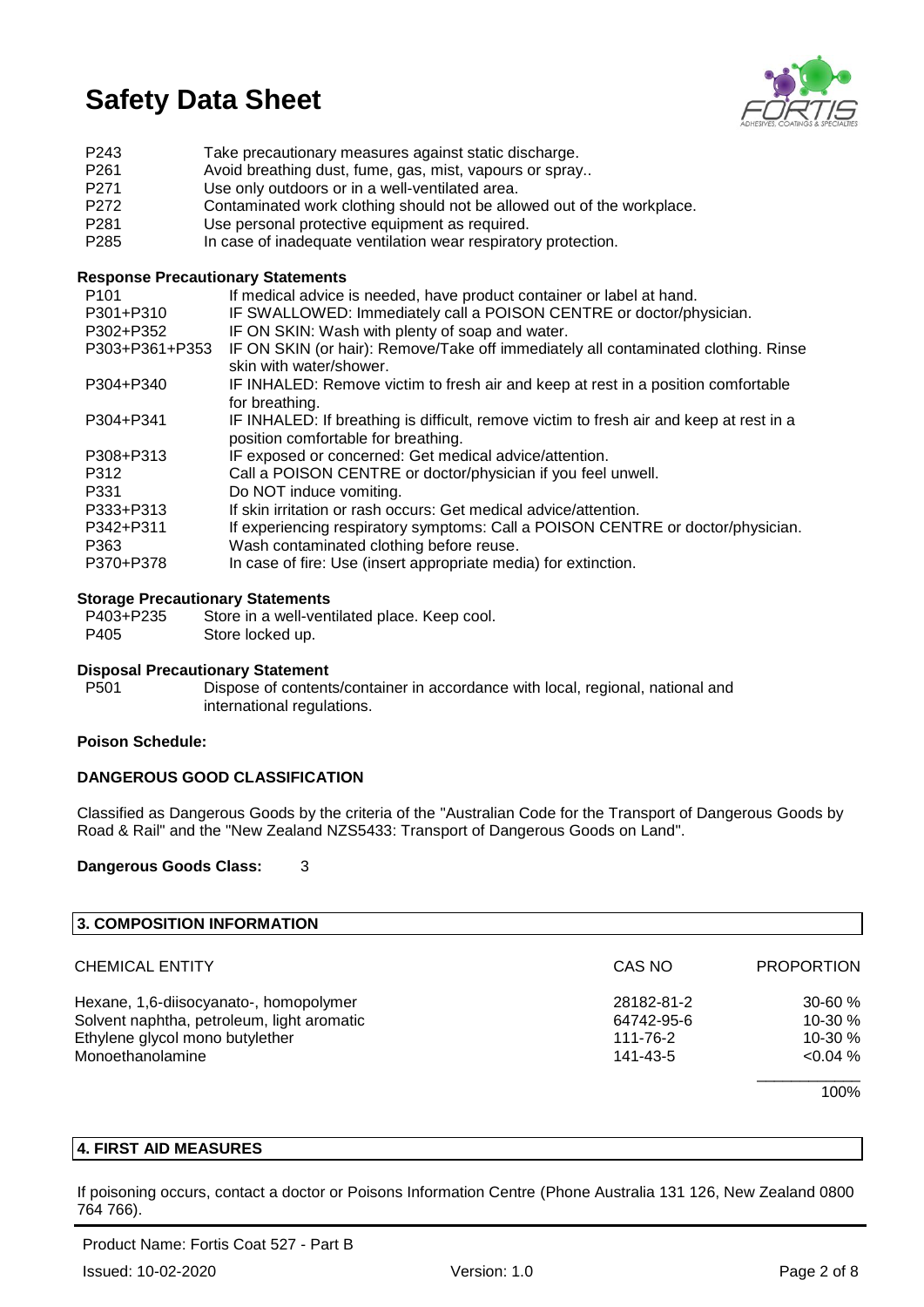| | |
|---|---|
| P243 | Take precautionary measures against static discharge. |
| P261 | Avoid breathing dust, fume, gas, mist, vapours or spray.. |
| P271 | Use only outdoors or in a well-ventilated area. |
| P272 | Contaminated work clothing should not be allowed out of the workplace. |
| P281 | Use personal protective equipment as required. |
| P285 | In case of inadequate ventilation wear respiratory protection. |

**Response Precautionary Statements**

| | |
|---|---|
| P101 | If medical advice is needed, have product container or label at hand. |
| P301+P310 | IF SWALLOWED: Immediately call a POISON CENTRE or doctor/physician. |
| P302+P352 | IF ON SKIN: Wash with plenty of soap and water. |
| P303+P361+P353 | IF ON SKIN (or hair): Remove/Take off immediately all contaminated clothing. Rinse skin with water/shower. |
| P304+P340 | IF INHALED: Remove victim to fresh air and keep at rest in a position comfortable for breathing. |
| P304+P341 | IF INHALED: If breathing is difficult, remove victim to fresh air and keep at rest in a position comfortable for breathing. |
| P308+P313 | IF exposed or concerned: Get medical advice/attention. |
| P312 | Call a POISON CENTRE or doctor/physician if you feel unwell. |
| P331 | Do NOT induce vomiting. |
| P333+P313 | If skin irritation or rash occurs: Get medical advice/attention. |
| P342+P311 | If experiencing respiratory symptoms: Call a POISON CENTRE or doctor/physician. |
| P363 | Wash contaminated clothing before reuse. |
| P370+P378 | In case of fire: Use (insert appropriate media) for extinction. |

**Storage Precautionary Statements**

| | |
|---|---|
| P403+P235 | Store in a well-ventilated place. Keep cool. |
| P405 | Store locked up. |

**Disposal Precautionary Statement**

| | |
|---|---|
| P501 | Dispose of contents/container in accordance with local, regional, national and international regulations. |

**Poison Schedule:**

**DANGEROUS GOOD CLASSIFICATION**

Classified as Dangerous Goods by the criteria of the "Australian Code for the Transport of Dangerous Goods by Road & Rail" and the "New Zealand NZS5433: Transport of Dangerous Goods on Land".

**Dangerous Goods Class:** 3

## 3. COMPOSITION INFORMATION

| CHEMICAL ENTITY | CAS NO | PROPORTION |
|---|---|---|
| Hexane, 1,6-diisocyanato-, homopolymer | 28182-81-2 | 30-60 % |
| Solvent naphtha, petroleum, light aromatic | 64742-95-6 | 10-30 % |
| Ethylene glycol mono butylether | 111-76-2 | 10-30 % |
| Monoethanolamine | 141-43-5 | <0.04 % |
| | | 100% |

## 4. FIRST AID MEASURES

If poisoning occurs, contact a doctor or Poisons Information Centre (Phone Australia 131 126, New Zealand 0800 764 766).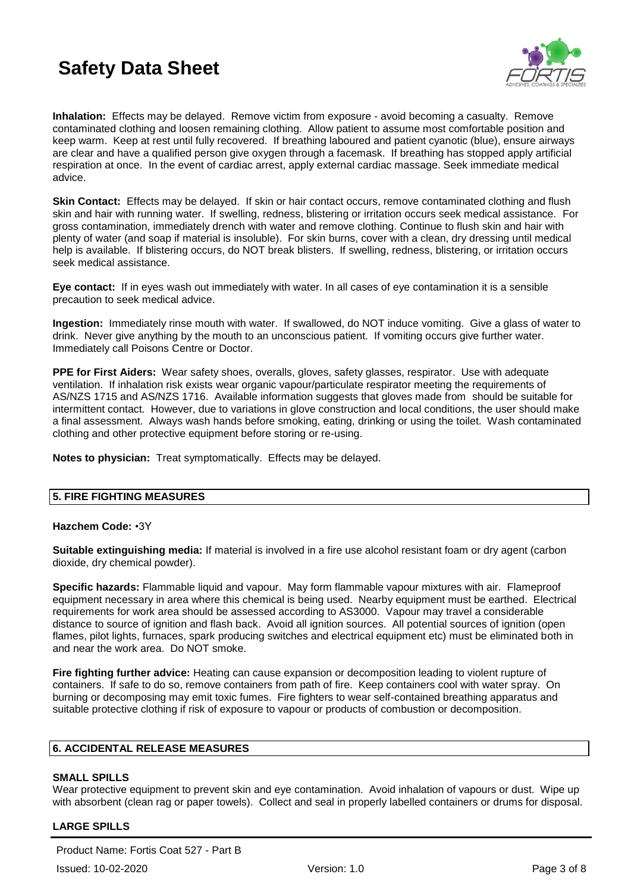**Inhalation:** Effects may be delayed. Remove victim from exposure - avoid becoming a casualty. Remove contaminated clothing and loosen remaining clothing. Allow patient to assume most comfortable position and keep warm. Keep at rest until fully recovered. If breathing laboured and patient cyanotic (blue), ensure airways are clear and have a qualified person give oxygen through a facemask. If breathing has stopped apply artificial respiration at once. In the event of cardiac arrest, apply external cardiac massage. Seek immediate medical advice.

**Skin Contact:** Effects may be delayed. If skin or hair contact occurs, remove contaminated clothing and flush skin and hair with running water. If swelling, redness, blistering or irritation occurs seek medical assistance. For gross contamination, immediately drench with water and remove clothing. Continue to flush skin and hair with plenty of water (and soap if material is insoluble). For skin burns, cover with a clean, dry dressing until medical help is available. If blistering occurs, do NOT break blisters. If swelling, redness, blistering, or irritation occurs seek medical assistance.

**Eye contact:** If in eyes wash out immediately with water. In all cases of eye contamination it is a sensible precaution to seek medical advice.

**Ingestion:** Immediately rinse mouth with water. If swallowed, do NOT induce vomiting. Give a glass of water to drink. Never give anything by the mouth to an unconscious patient. If vomiting occurs give further water. Immediately call Poisons Centre or Doctor.

**PPE for First Aiders:** Wear safety shoes, overalls, gloves, safety glasses, respirator. Use with adequate ventilation. If inhalation risk exists wear organic vapour/particulate respirator meeting the requirements of AS/NZS 1715 and AS/NZS 1716. Available information suggests that gloves made from should be suitable for intermittent contact. However, due to variations in glove construction and local conditions, the user should make a final assessment. Always wash hands before smoking, eating, drinking or using the toilet. Wash contaminated clothing and other protective equipment before storing or re-using.

**Notes to physician:** Treat symptomatically. Effects may be delayed.

## 5. FIRE FIGHTING MEASURES

**Hazchem Code:** •3Y

**Suitable extinguishing media:** If material is involved in a fire use alcohol resistant foam or dry agent (carbon dioxide, dry chemical powder).

**Specific hazards:** Flammable liquid and vapour. May form flammable vapour mixtures with air. Flameproof equipment necessary in area where this chemical is being used. Nearby equipment must be earthed. Electrical requirements for work area should be assessed according to AS3000. Vapour may travel a considerable distance to source of ignition and flash back. Avoid all ignition sources. All potential sources of ignition (open flames, pilot lights, furnaces, spark producing switches and electrical equipment etc) must be eliminated both in and near the work area. Do NOT smoke.

**Fire fighting further advice:** Heating can cause expansion or decomposition leading to violent rupture of containers. If safe to do so, remove containers from path of fire. Keep containers cool with water spray. On burning or decomposing may emit toxic fumes. Fire fighters to wear self-contained breathing apparatus and suitable protective clothing if risk of exposure to vapour or products of combustion or decomposition.

## 6. ACCIDENTAL RELEASE MEASURES

### SMALL SPILLS

Wear protective equipment to prevent skin and eye contamination. Avoid inhalation of vapours or dust. Wipe up with absorbent (clean rag or paper towels). Collect and seal in properly labelled containers or drums for disposal.

### LARGE SPILLS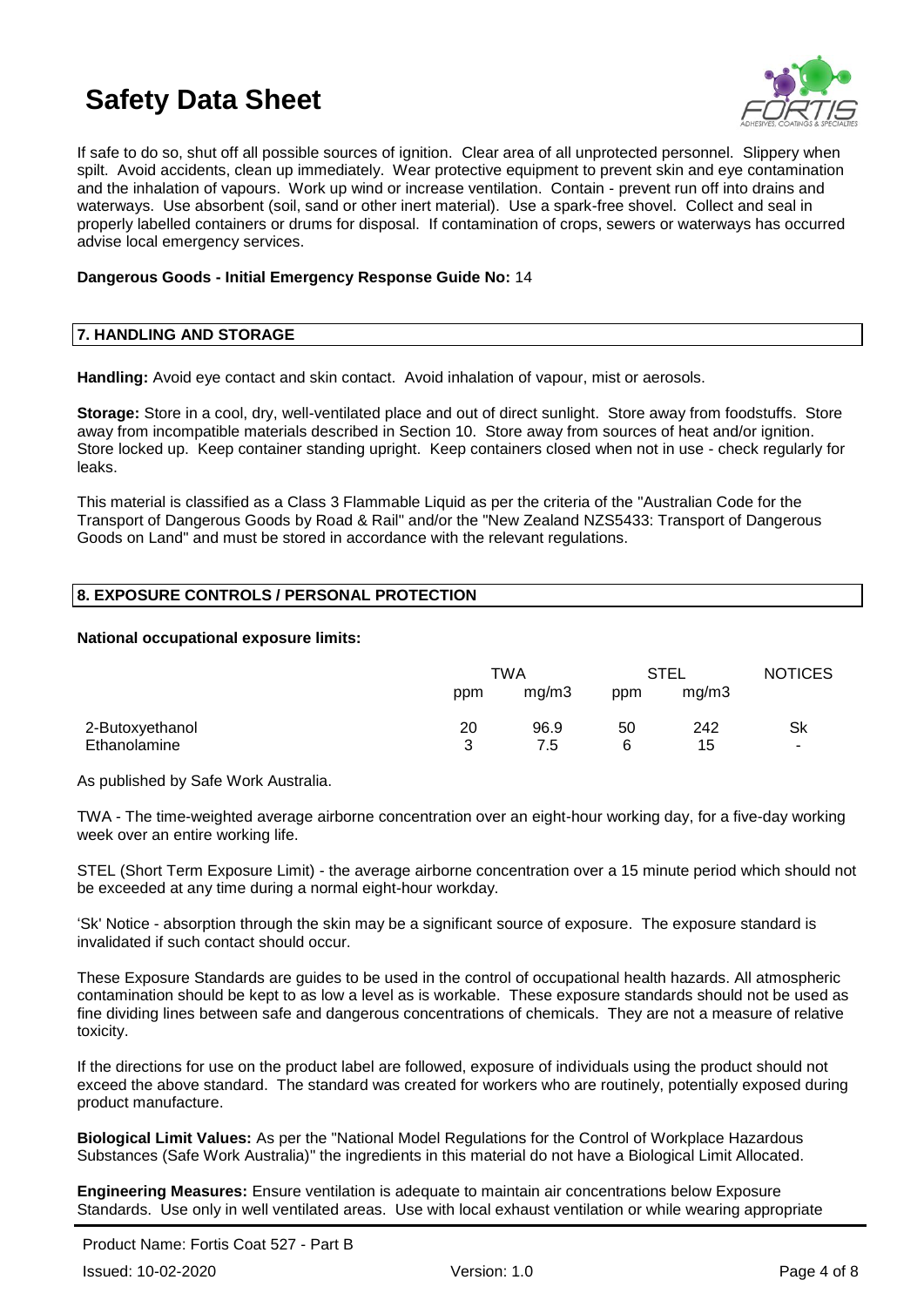If safe to do so, shut off all possible sources of ignition. Clear area of all unprotected personnel. Slippery when spilt. Avoid accidents, clean up immediately. Wear protective equipment to prevent skin and eye contamination and the inhalation of vapours. Work up wind or increase ventilation. Contain - prevent run off into drains and waterways. Use absorbent (soil, sand or other inert material). Use a spark-free shovel. Collect and seal in properly labelled containers or drums for disposal. If contamination of crops, sewers or waterways has occurred advise local emergency services.

**Dangerous Goods - Initial Emergency Response Guide No:** 14

## 7. HANDLING AND STORAGE

**Handling:** Avoid eye contact and skin contact. Avoid inhalation of vapour, mist or aerosols.

**Storage:** Store in a cool, dry, well-ventilated place and out of direct sunlight. Store away from foodstuffs. Store away from incompatible materials described in Section 10. Store away from sources of heat and/or ignition. Store locked up. Keep container standing upright. Keep containers closed when not in use - check regularly for leaks.

This material is classified as a Class 3 Flammable Liquid as per the criteria of the "Australian Code for the Transport of Dangerous Goods by Road & Rail" and/or the "New Zealand NZS5433: Transport of Dangerous Goods on Land" and must be stored in accordance with the relevant regulations.

## 8. EXPOSURE CONTROLS / PERSONAL PROTECTION

**National occupational exposure limits:**

| | TWA | | STEL | | NOTICES |
|---|---|---|---|---|---|
| | ppm | mg/m3 | ppm | mg/m3 | |
| 2-Butoxyethanol | 20 | 96.9 | 50 | 242 | Sk |
| Ethanolamine | 3 | 7.5 | 6 | 15 | - |

As published by Safe Work Australia.

TWA - The time-weighted average airborne concentration over an eight-hour working day, for a five-day working week over an entire working life.

STEL (Short Term Exposure Limit) - the average airborne concentration over a 15 minute period which should not be exceeded at any time during a normal eight-hour workday.

'Sk' Notice - absorption through the skin may be a significant source of exposure. The exposure standard is invalidated if such contact should occur.

These Exposure Standards are guides to be used in the control of occupational health hazards. All atmospheric contamination should be kept to as low a level as is workable. These exposure standards should not be used as fine dividing lines between safe and dangerous concentrations of chemicals. They are not a measure of relative toxicity.

If the directions for use on the product label are followed, exposure of individuals using the product should not exceed the above standard. The standard was created for workers who are routinely, potentially exposed during product manufacture.

**Biological Limit Values:** As per the "National Model Regulations for the Control of Workplace Hazardous Substances (Safe Work Australia)" the ingredients in this material do not have a Biological Limit Allocated.

**Engineering Measures:** Ensure ventilation is adequate to maintain air concentrations below Exposure Standards. Use only in well ventilated areas. Use with local exhaust ventilation or while wearing appropriate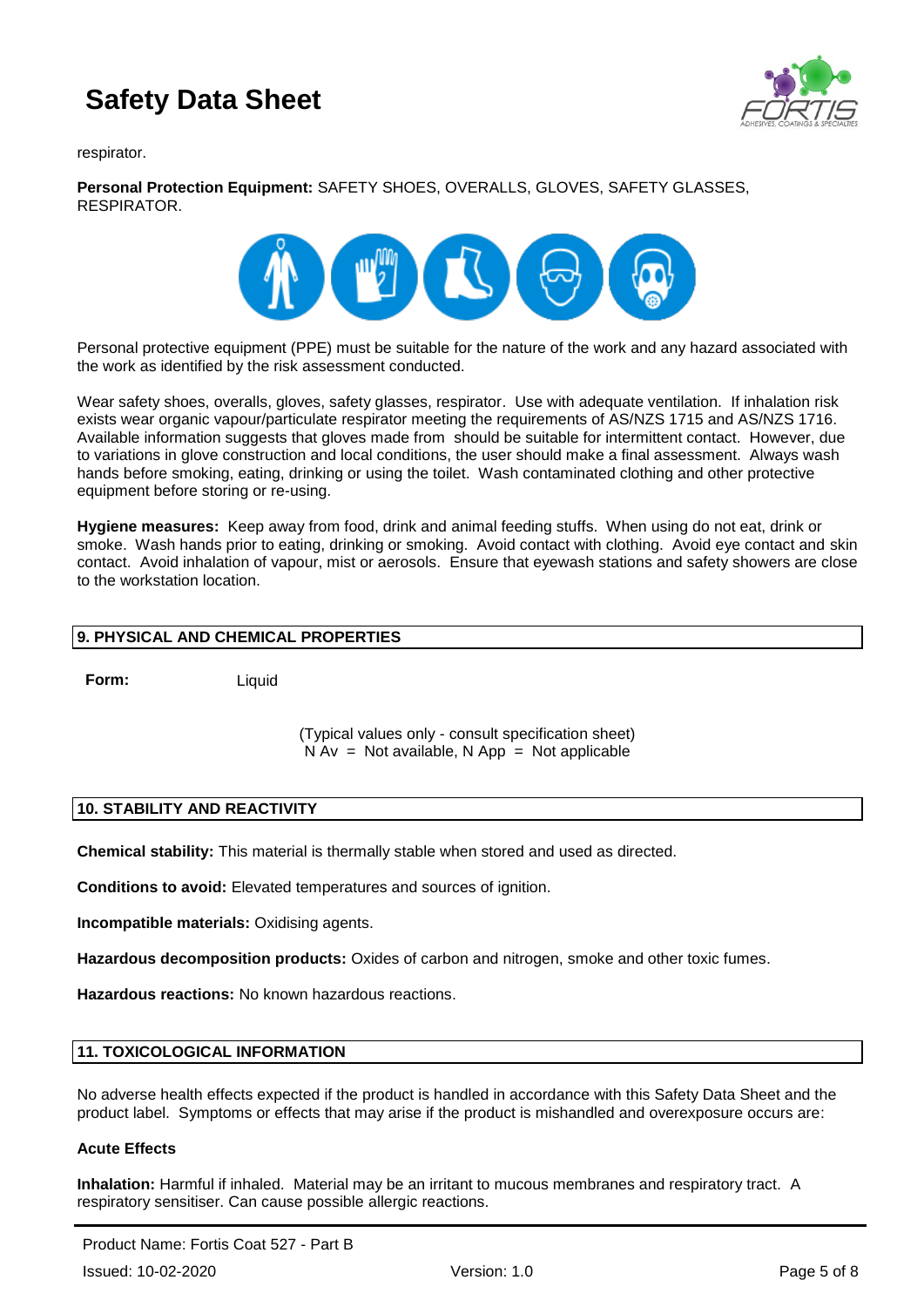respirator.

**Personal Protection Equipment:** SAFETY SHOES, OVERALLS, GLOVES, SAFETY GLASSES, RESPIRATOR.

Personal protective equipment (PPE) must be suitable for the nature of the work and any hazard associated with the work as identified by the risk assessment conducted.

Wear safety shoes, overalls, gloves, safety glasses, respirator. Use with adequate ventilation. If inhalation risk exists wear organic vapour/particulate respirator meeting the requirements of AS/NZS 1715 and AS/NZS 1716. Available information suggests that gloves made from should be suitable for intermittent contact. However, due to variations in glove construction and local conditions, the user should make a final assessment. Always wash hands before smoking, eating, drinking or using the toilet. Wash contaminated clothing and other protective equipment before storing or re-using.

**Hygiene measures:** Keep away from food, drink and animal feeding stuffs. When using do not eat, drink or smoke. Wash hands prior to eating, drinking or smoking. Avoid contact with clothing. Avoid eye contact and skin contact. Avoid inhalation of vapour, mist or aerosols. Ensure that eyewash stations and safety showers are close to the workstation location.

## 9. PHYSICAL AND CHEMICAL PROPERTIES

**Form:** Liquid

(Typical values only - consult specification sheet)
N Av = Not available, N App = Not applicable

## 10. STABILITY AND REACTIVITY

**Chemical stability:** This material is thermally stable when stored and used as directed.

**Conditions to avoid:** Elevated temperatures and sources of ignition.

**Incompatible materials:** Oxidising agents.

**Hazardous decomposition products:** Oxides of carbon and nitrogen, smoke and other toxic fumes.

**Hazardous reactions:** No known hazardous reactions.

## 11. TOXICOLOGICAL INFORMATION

No adverse health effects expected if the product is handled in accordance with this Safety Data Sheet and the product label. Symptoms or effects that may arise if the product is mishandled and overexposure occurs are:

### Acute Effects

**Inhalation:** Harmful if inhaled. Material may be an irritant to mucous membranes and respiratory tract. A respiratory sensitiser. Can cause possible allergic reactions.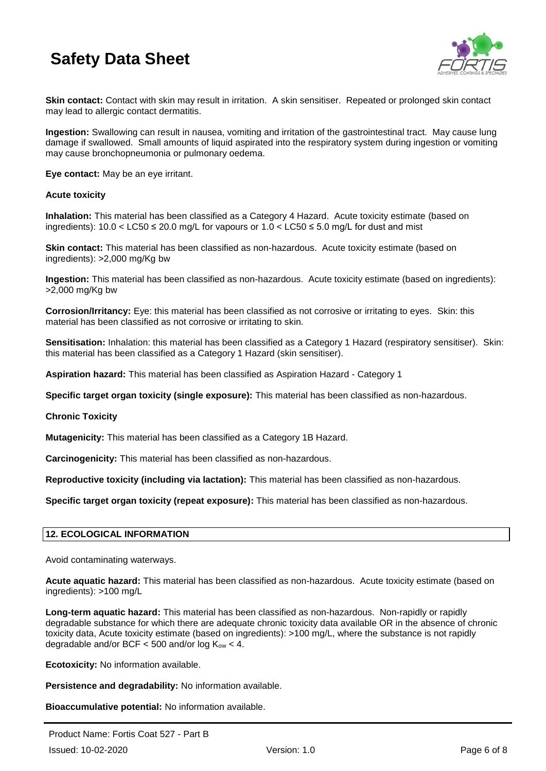**Skin contact:** Contact with skin may result in irritation. A skin sensitiser. Repeated or prolonged skin contact may lead to allergic contact dermatitis.

**Ingestion:** Swallowing can result in nausea, vomiting and irritation of the gastrointestinal tract. May cause lung damage if swallowed. Small amounts of liquid aspirated into the respiratory system during ingestion or vomiting may cause bronchopneumonia or pulmonary oedema.

**Eye contact:** May be an eye irritant.

**Acute toxicity**

**Inhalation:** This material has been classified as a Category 4 Hazard. Acute toxicity estimate (based on ingredients): $10.0 < LC50 \leq 20.0$ mg/L for vapours or $1.0 < LC50 \leq 5.0$ mg/L for dust and mist

**Skin contact:** This material has been classified as non-hazardous. Acute toxicity estimate (based on ingredients): >2,000 mg/Kg bw

**Ingestion:** This material has been classified as non-hazardous. Acute toxicity estimate (based on ingredients): >2,000 mg/Kg bw

**Corrosion/Irritancy:** Eye: this material has been classified as not corrosive or irritating to eyes. Skin: this material has been classified as not corrosive or irritating to skin.

**Sensitisation:** Inhalation: this material has been classified as a Category 1 Hazard (respiratory sensitiser). Skin: this material has been classified as a Category 1 Hazard (skin sensitiser).

**Aspiration hazard:** This material has been classified as Aspiration Hazard - Category 1

**Specific target organ toxicity (single exposure):** This material has been classified as non-hazardous.

**Chronic Toxicity**

**Mutagenicity:** This material has been classified as a Category 1B Hazard.

**Carcinogenicity:** This material has been classified as non-hazardous.

**Reproductive toxicity (including via lactation):** This material has been classified as non-hazardous.

**Specific target organ toxicity (repeat exposure):** This material has been classified as non-hazardous.

## 12. ECOLOGICAL INFORMATION

Avoid contaminating waterways.

**Acute aquatic hazard:** This material has been classified as non-hazardous. Acute toxicity estimate (based on ingredients): >100 mg/L

**Long-term aquatic hazard:** This material has been classified as non-hazardous. Non-rapidly or rapidly degradable substance for which there are adequate chronic toxicity data available OR in the absence of chronic toxicity data, Acute toxicity estimate (based on ingredients): >100 mg/L, where the substance is not rapidly degradable and/or $BCF < 500$ and/or $\log K_{ow} < 4$.

**Ecotoxicity:** No information available.

**Persistence and degradability:** No information available.

**Bioaccumulative potential:** No information available.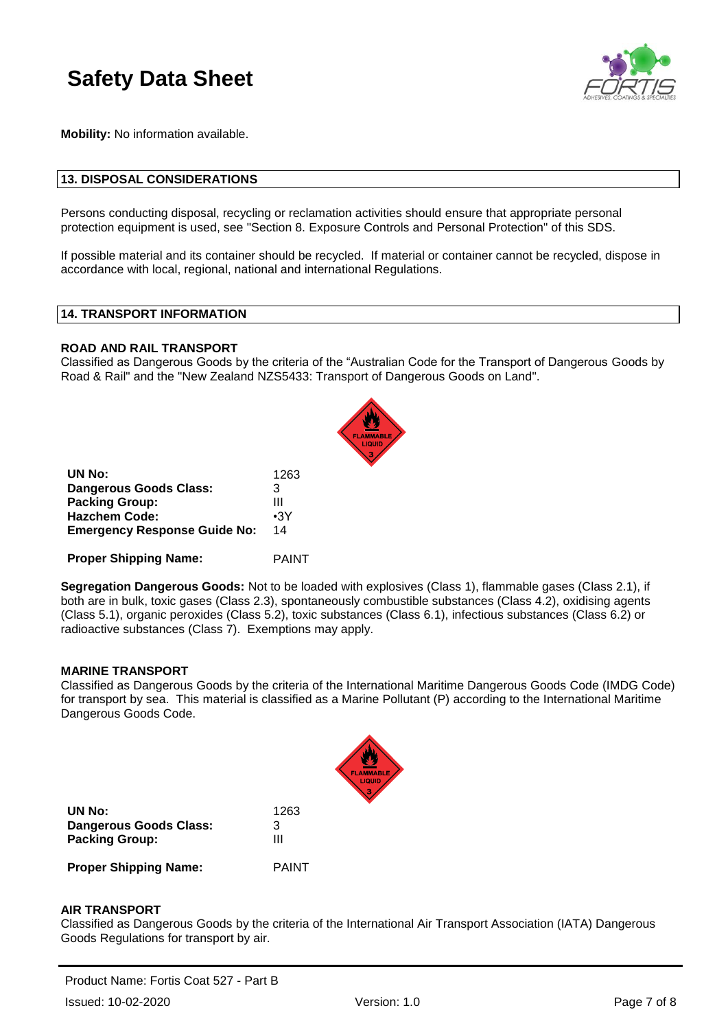**Mobility:** No information available.

## 13. DISPOSAL CONSIDERATIONS

Persons conducting disposal, recycling or reclamation activities should ensure that appropriate personal protection equipment is used, see "Section 8. Exposure Controls and Personal Protection" of this SDS.

If possible material and its container should be recycled. If material or container cannot be recycled, dispose in accordance with local, regional, national and international Regulations.

## 14. TRANSPORT INFORMATION

### ROAD AND RAIL TRANSPORT

Classified as Dangerous Goods by the criteria of the “Australian Code for the Transport of Dangerous Goods by Road & Rail" and the "New Zealand NZS5433: Transport of Dangerous Goods on Land".

| | |
|---|---|
| **UN No:** | 1263 |
| **Dangerous Goods Class:** | 3 |
| **Packing Group:** | III |
| **Hazchem Code:** | •3Y |
| **Emergency Response Guide No:** | 14 |
| **Proper Shipping Name:** | PAINT |

**Segregation Dangerous Goods:** Not to be loaded with explosives (Class 1), flammable gases (Class 2.1), if both are in bulk, toxic gases (Class 2.3), spontaneously combustible substances (Class 4.2), oxidising agents (Class 5.1), organic peroxides (Class 5.2), toxic substances (Class 6.1), infectious substances (Class 6.2) or radioactive substances (Class 7). Exemptions may apply.

### MARINE TRANSPORT

Classified as Dangerous Goods by the criteria of the International Maritime Dangerous Goods Code (IMDG Code) for transport by sea. This material is classified as a Marine Pollutant (P) according to the International Maritime Dangerous Goods Code.

| | |
|---|---|
| **UN No:** | 1263 |
| **Dangerous Goods Class:** | 3 |
| **Packing Group:** | III |
| **Proper Shipping Name:** | PAINT |

### AIR TRANSPORT

Classified as Dangerous Goods by the criteria of the International Air Transport Association (IATA) Dangerous Goods Regulations for transport by air.

Product Name: Fortis Coat 527 - Part B

Issued: 10-02-2020 Version: 1.0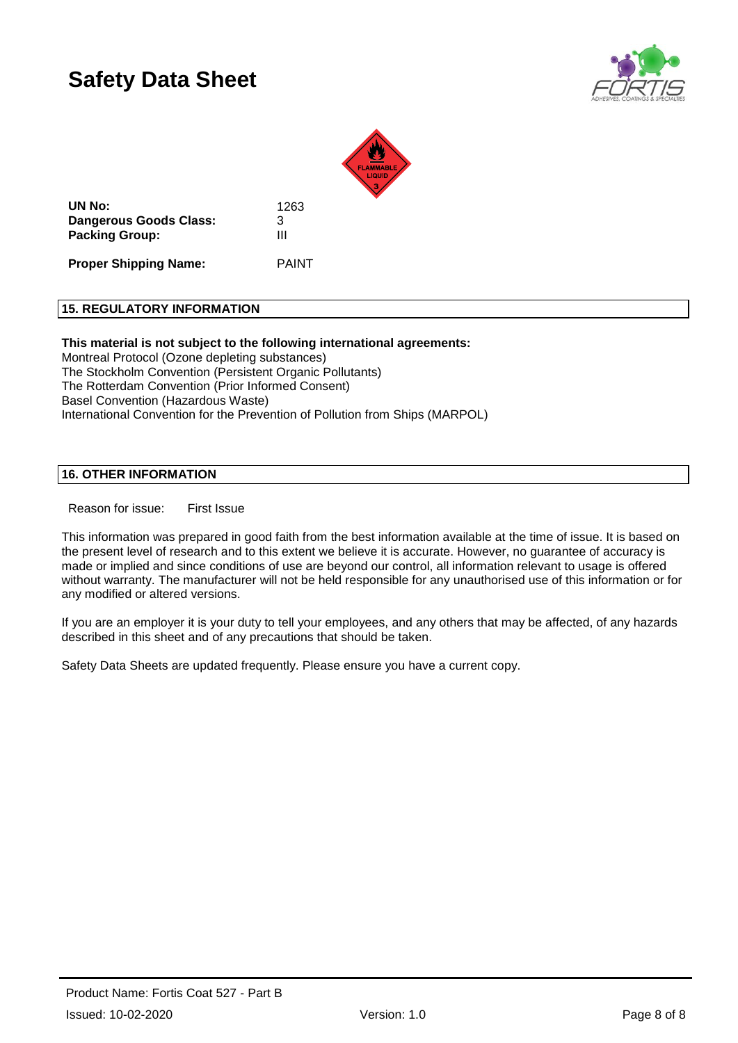# Safety Data Sheet

| | |
|---|---|
| **UN No:** | 1263 |
| **Dangerous Goods Class:** | 3 |
| **Packing Group:** | III |
| **Proper Shipping Name:** | PAINT |

## 15. REGULATORY INFORMATION

**This material is not subject to the following international agreements:**
Montreal Protocol (Ozone depleting substances)
The Stockholm Convention (Persistent Organic Pollutants)
The Rotterdam Convention (Prior Informed Consent)
Basel Convention (Hazardous Waste)
International Convention for the Prevention of Pollution from Ships (MARPOL)

## 16. OTHER INFORMATION

Reason for issue: First Issue

This information was prepared in good faith from the best information available at the time of issue. It is based on the present level of research and to this extent we believe it is accurate. However, no guarantee of accuracy is made or implied and since conditions of use are beyond our control, all information relevant to usage is offered without warranty. The manufacturer will not be held responsible for any unauthorised use of this information or for any modified or altered versions.

If you are an employer it is your duty to tell your employees, and any others that may be affected, of any hazards described in this sheet and of any precautions that should be taken.

Safety Data Sheets are updated frequently. Please ensure you have a current copy.

Product Name: Fortis Coat 527 - Part B
Issued: 10-02-2020 Version: 1.0